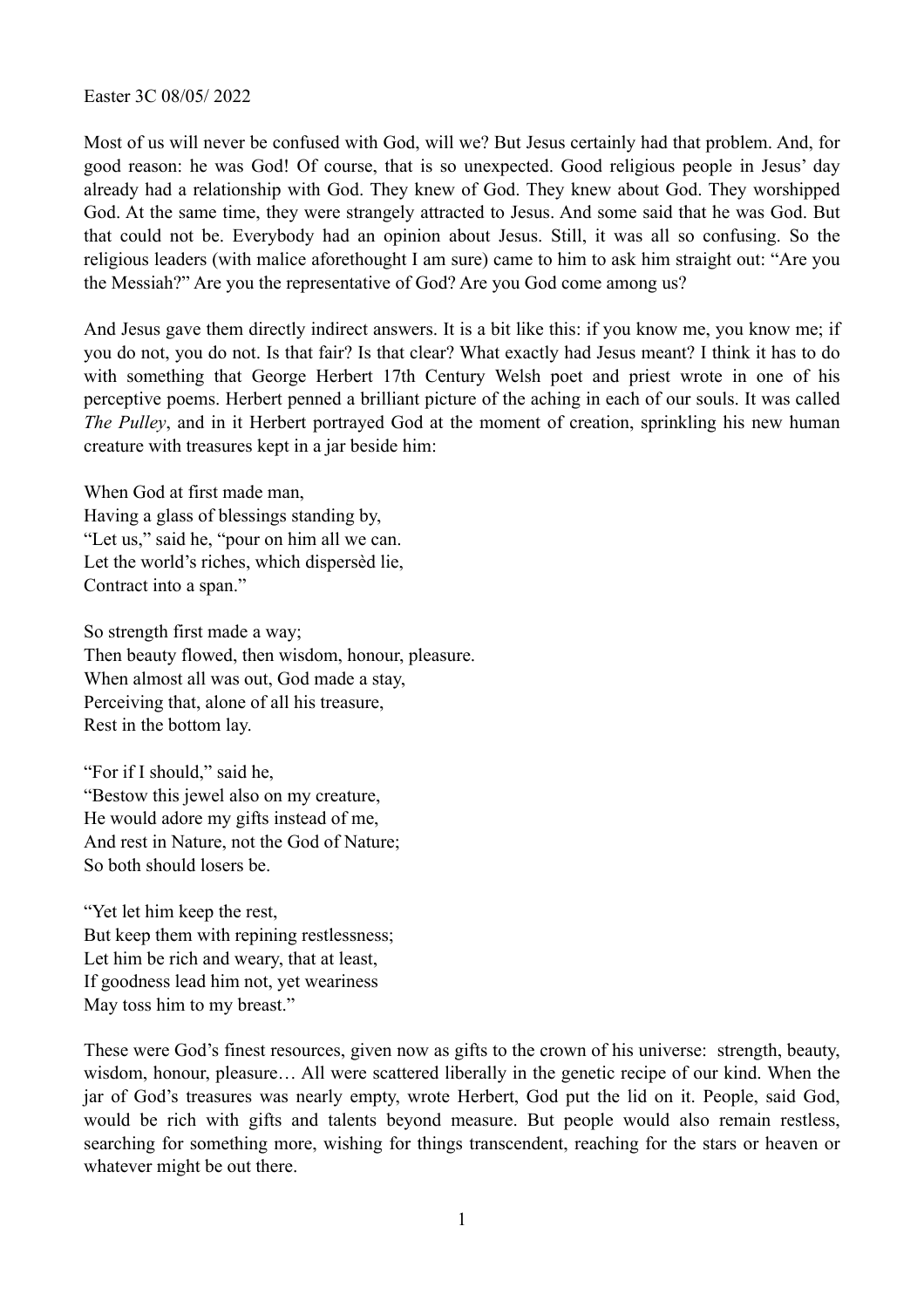Easter 3C 08/05/ 2022

Most of us will never be confused with God, will we? But Jesus certainly had that problem. And, for good reason: he was God! Of course, that is so unexpected. Good religious people in Jesus' day already had a relationship with God. They knew of God. They knew about God. They worshipped God. At the same time, they were strangely attracted to Jesus. And some said that he was God. But that could not be. Everybody had an opinion about Jesus. Still, it was all so confusing. So the religious leaders (with malice aforethought I am sure) came to him to ask him straight out: "Are you the Messiah?" Are you the representative of God? Are you God come among us?

And Jesus gave them directly indirect answers. It is a bit like this: if you know me, you know me; if you do not, you do not. Is that fair? Is that clear? What exactly had Jesus meant? I think it has to do with something that George Herbert 17th Century Welsh poet and priest wrote in one of his perceptive poems. Herbert penned a brilliant picture of the aching in each of our souls. It was called *The Pulley*, and in it Herbert portrayed God at the moment of creation, sprinkling his new human creature with treasures kept in a jar beside him:

When God at first made man,  
Having a glass of blessings standing by,  
"Let us," said he, "pour on him all we can.  
Let the world's riches, which dispersèd lie,  
Contract into a span."

So strength first made a way;  
Then beauty flowed, then wisdom, honour, pleasure.  
When almost all was out, God made a stay,  
Perceiving that, alone of all his treasure,  
Rest in the bottom lay.

"For if I should," said he,  
"Bestow this jewel also on my creature,  
He would adore my gifts instead of me,  
And rest in Nature, not the God of Nature;  
So both should losers be.

"Yet let him keep the rest,  
But keep them with repining restlessness;  
Let him be rich and weary, that at least,  
If goodness lead him not, yet weariness  
May toss him to my breast."

These were God's finest resources, given now as gifts to the crown of his universe: strength, beauty, wisdom, honour, pleasure… All were scattered liberally in the genetic recipe of our kind. When the jar of God's treasures was nearly empty, wrote Herbert, God put the lid on it. People, said God, would be rich with gifts and talents beyond measure. But people would also remain restless, searching for something more, wishing for things transcendent, reaching for the stars or heaven or whatever might be out there.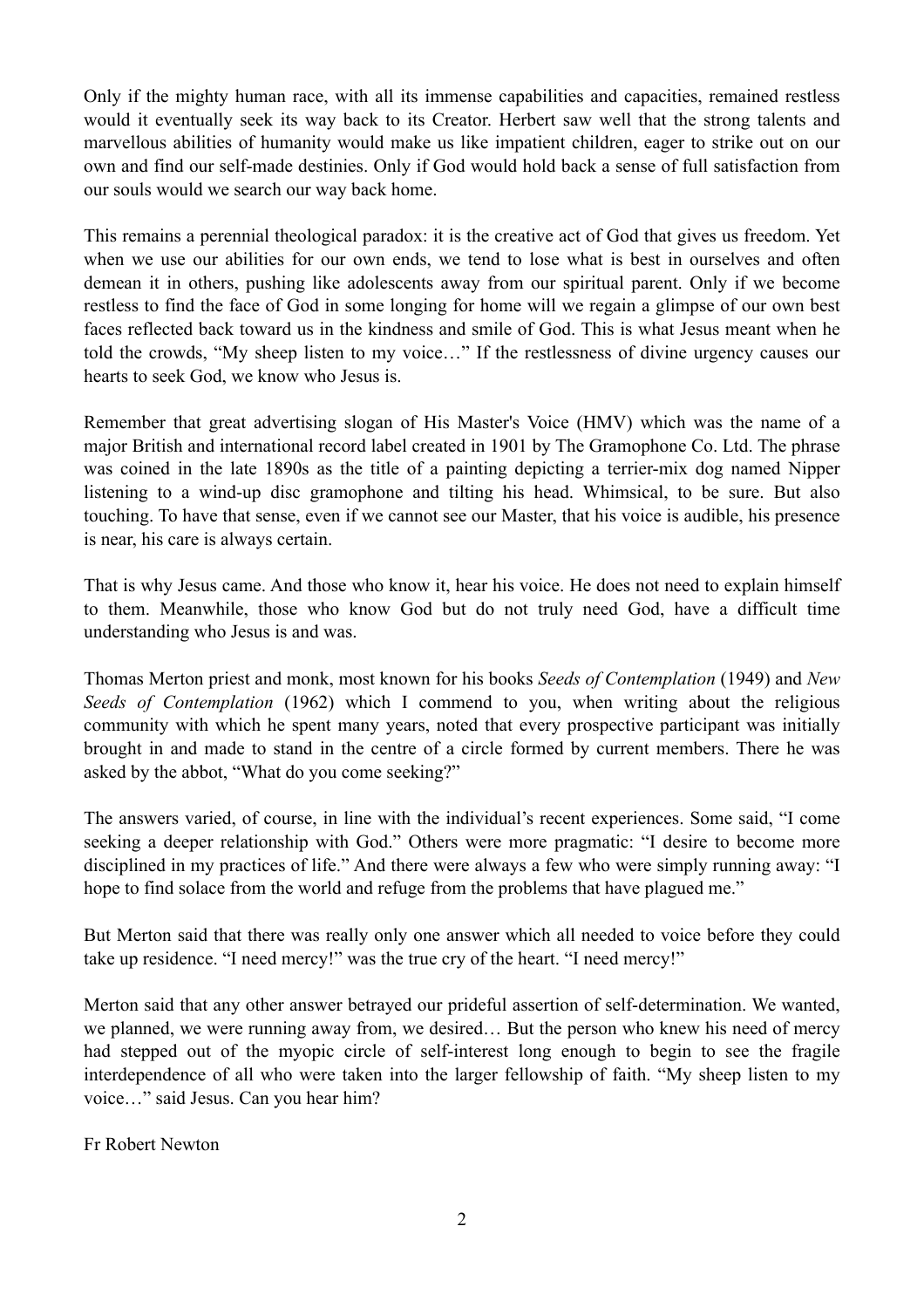Only if the mighty human race, with all its immense capabilities and capacities, remained restless would it eventually seek its way back to its Creator. Herbert saw well that the strong talents and marvellous abilities of humanity would make us like impatient children, eager to strike out on our own and find our self-made destinies. Only if God would hold back a sense of full satisfaction from our souls would we search our way back home.

This remains a perennial theological paradox: it is the creative act of God that gives us freedom. Yet when we use our abilities for our own ends, we tend to lose what is best in ourselves and often demean it in others, pushing like adolescents away from our spiritual parent. Only if we become restless to find the face of God in some longing for home will we regain a glimpse of our own best faces reflected back toward us in the kindness and smile of God. This is what Jesus meant when he told the crowds, "My sheep listen to my voice…" If the restlessness of divine urgency causes our hearts to seek God, we know who Jesus is.

Remember that great advertising slogan of His Master's Voice (HMV) which was the name of a major British and international record label created in 1901 by The Gramophone Co. Ltd. The phrase was coined in the late 1890s as the title of a painting depicting a terrier-mix dog named Nipper listening to a wind-up disc gramophone and tilting his head. Whimsical, to be sure. But also touching. To have that sense, even if we cannot see our Master, that his voice is audible, his presence is near, his care is always certain.

That is why Jesus came. And those who know it, hear his voice. He does not need to explain himself to them. Meanwhile, those who know God but do not truly need God, have a difficult time understanding who Jesus is and was.

Thomas Merton priest and monk, most known for his books *Seeds of Contemplation* (1949) and *New Seeds of Contemplation* (1962) which I commend to you, when writing about the religious community with which he spent many years, noted that every prospective participant was initially brought in and made to stand in the centre of a circle formed by current members. There he was asked by the abbot, "What do you come seeking?"

The answers varied, of course, in line with the individual's recent experiences. Some said, "I come seeking a deeper relationship with God." Others were more pragmatic: "I desire to become more disciplined in my practices of life." And there were always a few who were simply running away: "I hope to find solace from the world and refuge from the problems that have plagued me."

But Merton said that there was really only one answer which all needed to voice before they could take up residence. "I need mercy!" was the true cry of the heart. "I need mercy!"

Merton said that any other answer betrayed our prideful assertion of self-determination. We wanted, we planned, we were running away from, we desired… But the person who knew his need of mercy had stepped out of the myopic circle of self-interest long enough to begin to see the fragile interdependence of all who were taken into the larger fellowship of faith. "My sheep listen to my voice…" said Jesus. Can you hear him?

Fr Robert Newton